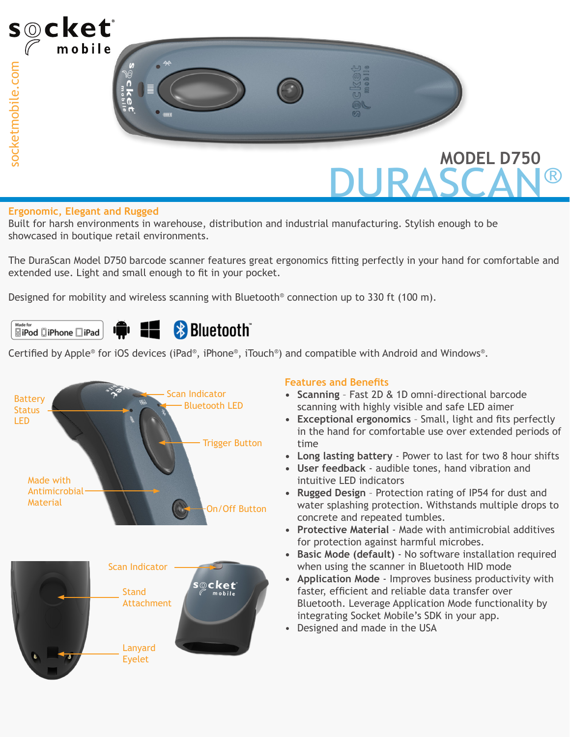socket mobile

socketmobile.com

# MODEL D750
# DURASCAN®

## Ergonomic, Elegant and Rugged

Built for harsh environments in warehouse, distribution and industrial manufacturing. Stylish enough to be showcased in boutique retail environments.

The DuraScan Model D750 barcode scanner features great ergonomics fitting perfectly in your hand for comfortable and extended use. Light and small enough to fit in your pocket.

Designed for mobility and wireless scanning with Bluetooth® connection up to 330 ft (100 m).

Made for iPod iPhone iPad | Bluetooth

Certified by Apple® for iOS devices (iPad®, iPhone®, iTouch®) and compatible with Android and Windows®.

Battery Status LED
Scan Indicator
Bluetooth LED
Trigger Button
Made with Antimicrobial Material
On/Off Button

Scan Indicator
Stand Attachment
Lanyard Eyelet

## Features and Benefits

- **Scanning** – Fast 2D & 1D omni-directional barcode scanning with highly visible and safe LED aimer
- **Exceptional ergonomics** – Small, light and fits perfectly in the hand for comfortable use over extended periods of time
- **Long lasting battery** - Power to last for two 8 hour shifts
- **User feedback** - audible tones, hand vibration and intuitive LED indicators
- **Rugged Design** – Protection rating of IP54 for dust and water splashing protection. Withstands multiple drops to concrete and repeated tumbles.
- **Protective Material** - Made with antimicrobial additives for protection against harmful microbes.
- **Basic Mode (default)** - No software installation required when using the scanner in Bluetooth HID mode
- **Application Mode** - Improves business productivity with faster, efficient and reliable data transfer over Bluetooth. Leverage Application Mode functionality by integrating Socket Mobile's SDK in your app.
- Designed and made in the USA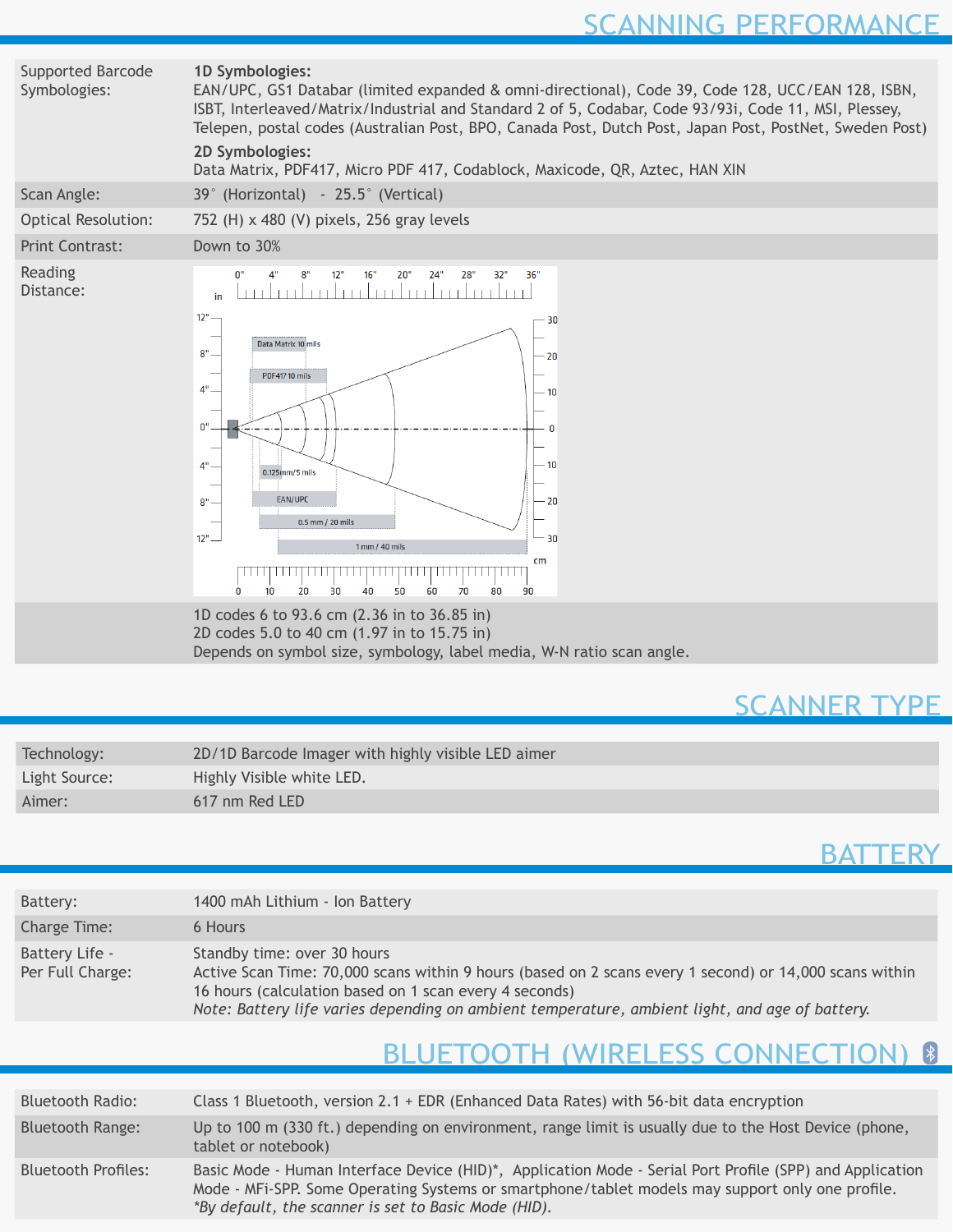## SCANNING PERFORMANCE

| | |
|---|---|
| Supported Barcode Symbologies: | **1D Symbologies:** EAN/UPC, GS1 Databar (limited expanded & omni-directional), Code 39, Code 128, UCC/EAN 128, ISBN, ISBT, Interleaved/Matrix/Industrial and Standard 2 of 5, Codabar, Code 93/93i, Code 11, MSI, Plessey, Telepen, postal codes (Australian Post, BPO, Canada Post, Dutch Post, Japan Post, PostNet, Sweden Post)<br>**2D Symbologies:** Data Matrix, PDF417, Micro PDF 417, Codablock, Maxicode, QR, Aztec, HAN XIN |
| Scan Angle: | 39° (Horizontal) - 25.5° (Vertical) |
| Optical Resolution: | 752 (H) x 480 (V) pixels, 256 gray levels |
| Print Contrast: | Down to 30% |
| Reading Distance: | 1D codes 6 to 93.6 cm (2.36 in to 36.85 in)<br>2D codes 5.0 to 40 cm (1.97 in to 15.75 in)<br>Depends on symbol size, symbology, label media, W-N ratio scan angle. |

## SCANNER TYPE

| | |
|---|---|
| Technology: | 2D/1D Barcode Imager with highly visible LED aimer |
| Light Source: | Highly Visible white LED. |
| Aimer: | 617 nm Red LED |

## BATTERY

| | |
|---|---|
| Battery: | 1400 mAh Lithium - Ion Battery |
| Charge Time: | 6 Hours |
| Battery Life - Per Full Charge: | Standby time: over 30 hours<br>Active Scan Time: 70,000 scans within 9 hours (based on 2 scans every 1 second) or 14,000 scans within 16 hours (calculation based on 1 scan every 4 seconds)<br>*Note: Battery life varies depending on ambient temperature, ambient light, and age of battery.* |

## BLUETOOTH (WIRELESS CONNECTION)

| | |
|---|---|
| Bluetooth Radio: | Class 1 Bluetooth, version 2.1 + EDR (Enhanced Data Rates) with 56-bit data encryption |
| Bluetooth Range: | Up to 100 m (330 ft.) depending on environment, range limit is usually due to the Host Device (phone, tablet or notebook) |
| Bluetooth Profiles: | Basic Mode - Human Interface Device (HID)*, Application Mode - Serial Port Profile (SPP) and Application Mode - MFi-SPP. Some Operating Systems or smartphone/tablet models may support only one profile.<br>*By default, the scanner is set to Basic Mode (HID).* |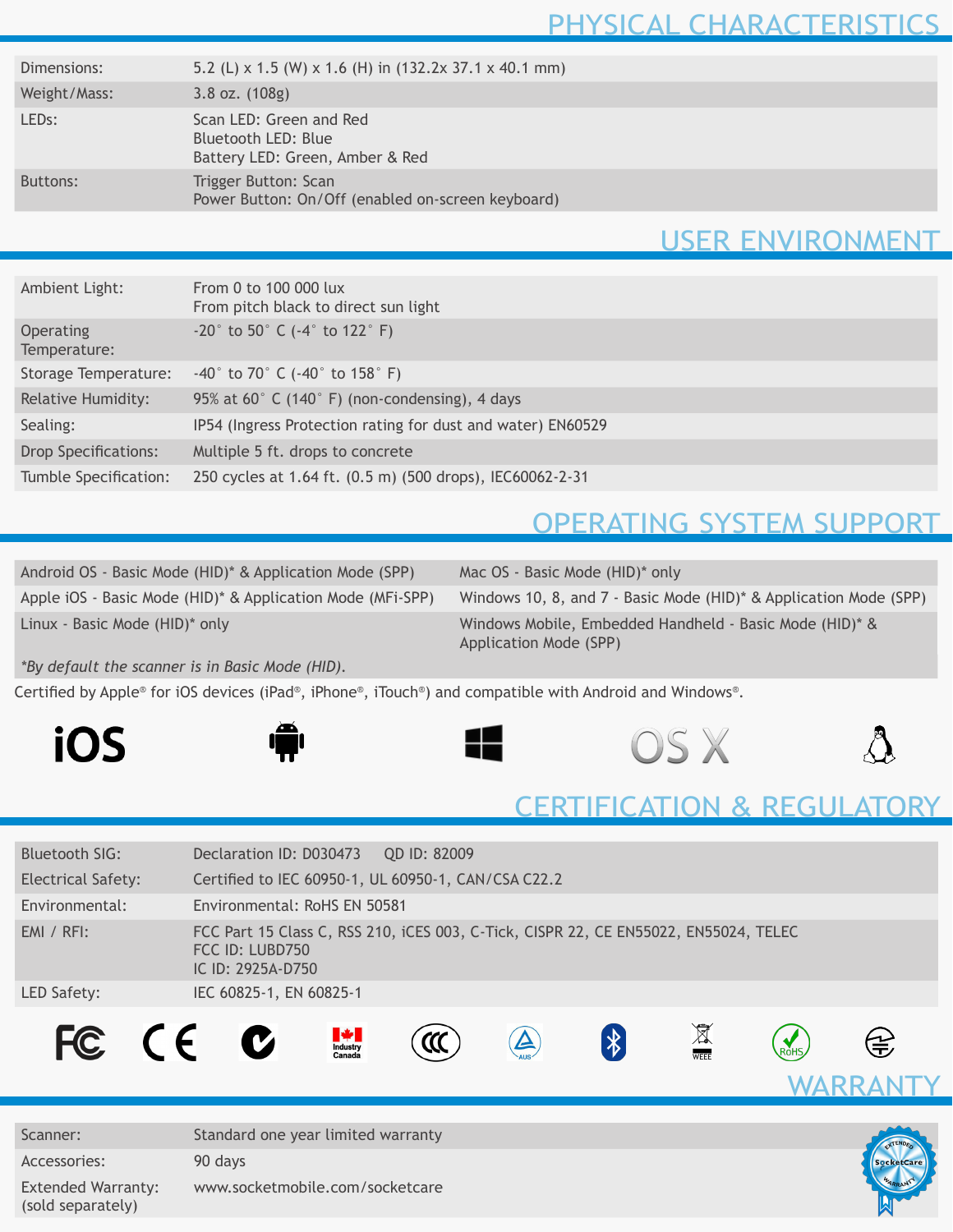## PHYSICAL CHARACTERISTICS

| | |
|---|---|
| Dimensions: | 5.2 (L) x 1.5 (W) x 1.6 (H) in (132.2x 37.1 x 40.1 mm) |
| Weight/Mass: | 3.8 oz. (108g) |
| LEDs: | Scan LED: Green and Red<br>Bluetooth LED: Blue<br>Battery LED: Green, Amber & Red |
| Buttons: | Trigger Button: Scan<br>Power Button: On/Off (enabled on-screen keyboard) |

## USER ENVIRONMENT

| | |
|---|---|
| Ambient Light: | From 0 to 100 000 lux<br>From pitch black to direct sun light |
| Operating Temperature: | -20° to 50° C (-4° to 122° F) |
| Storage Temperature: | -40° to 70° C (-40° to 158° F) |
| Relative Humidity: | 95% at 60° C (140° F) (non-condensing), 4 days |
| Sealing: | IP54 (Ingress Protection rating for dust and water) EN60529 |
| Drop Specifications: | Multiple 5 ft. drops to concrete |
| Tumble Specification: | 250 cycles at 1.64 ft. (0.5 m) (500 drops), IEC60062-2-31 |

## OPERATING SYSTEM SUPPORT

| | |
|---|---|
| Android OS - Basic Mode (HID)* & Application Mode (SPP) | Mac OS - Basic Mode (HID)* only |
| Apple iOS - Basic Mode (HID)* & Application Mode (MFi-SPP) | Windows 10, 8, and 7 - Basic Mode (HID)* & Application Mode (SPP) |
| Linux - Basic Mode (HID)* only | Windows Mobile, Embedded Handheld - Basic Mode (HID)* & Application Mode (SPP) |

*By default the scanner is in Basic Mode (HID).*

Certified by Apple® for iOS devices (iPad®, iPhone®, iTouch®) and compatible with Android and Windows®.

iOS OS X

## CERTIFICATION & REGULATORY

| | |
|---|---|
| Bluetooth SIG: | Declaration ID: D030473 QD ID: 82009 |
| Electrical Safety: | Certified to IEC 60950-1, UL 60950-1, CAN/CSA C22.2 |
| Environmental: | Environmental: RoHS EN 50581 |
| EMI / RFI: | FCC Part 15 Class C, RSS 210, iCES 003, C-Tick, CISPR 22, CE EN55022, EN55024, TELEC<br>FCC ID: LUBD750<br>IC ID: 2925A-D750 |
| LED Safety: | IEC 60825-1, EN 60825-1 |

## WARRANTY

| | |
|---|---|
| Scanner: | Standard one year limited warranty |
| Accessories: | 90 days |
| Extended Warranty: (sold separately) | www.socketmobile.com/socketcare |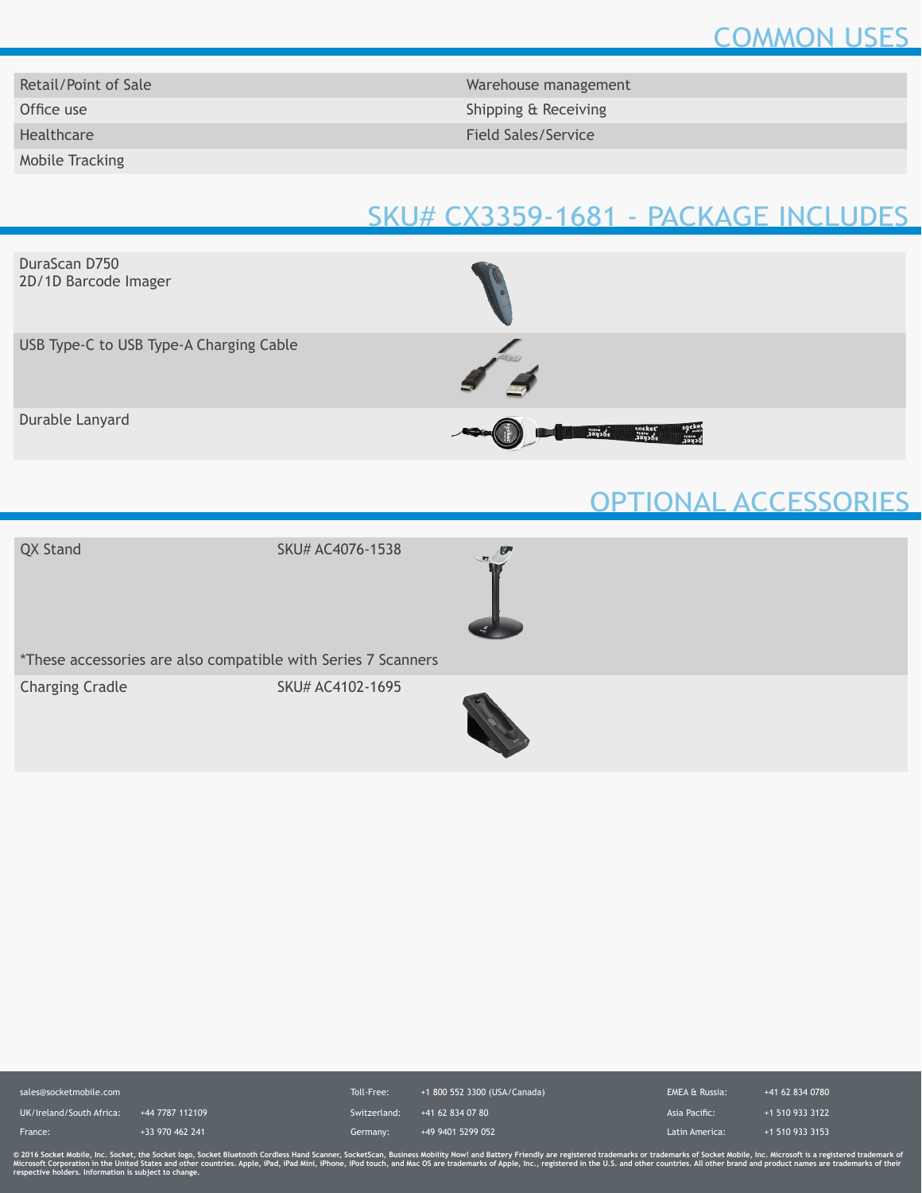## COMMON USES

| | |
|---|---|
| Retail/Point of Sale | Warehouse management |
| Office use | Shipping & Receiving |
| Healthcare | Field Sales/Service |
| Mobile Tracking | |

## SKU# CX3359-1681 - PACKAGE INCLUDES

| |
|---|
| DuraScan D750<br>2D/1D Barcode Imager |
| USB Type-C to USB Type-A Charging Cable |
| Durable Lanyard |

## OPTIONAL ACCESSORIES

| | |
|---|---|
| QX Stand | SKU# AC4076-1538 |
| *These accessories are also compatible with Series 7 Scanners | |
| Charging Cradle | SKU# AC4102-1695 |

| | | | | | |
|---|---|---|---|---|---|
| sales@socketmobile.com | | Toll-Free: | +1 800 552 3300 (USA/Canada) | EMEA & Russia: | +41 62 834 0780 |
| UK/Ireland/South Africa: | +44 7787 112109 | Switzerland: | +41 62 834 07 80 | Asia Pacific: | +1 510 933 3122 |
| France: | +33 970 462 241 | Germany: | +49 9401 5299 052 | Latin America: | +1 510 933 3153 |

© 2016 Socket Mobile, Inc. Socket, the Socket logo, Socket Bluetooth Cordless Hand Scanner, SocketScan, Business Mobility Now! and Battery Friendly are registered trademarks or trademarks of Socket Mobile, Inc. Microsoft is a registered trademark of Microsoft Corporation in the United States and other countries. Apple, iPad, iPad Mini, iPhone, iPod touch, and Mac OS are trademarks of Apple, Inc., registered in the U.S. and other countries. All other brand and product names are trademarks of their respective holders. Information is subject to change.